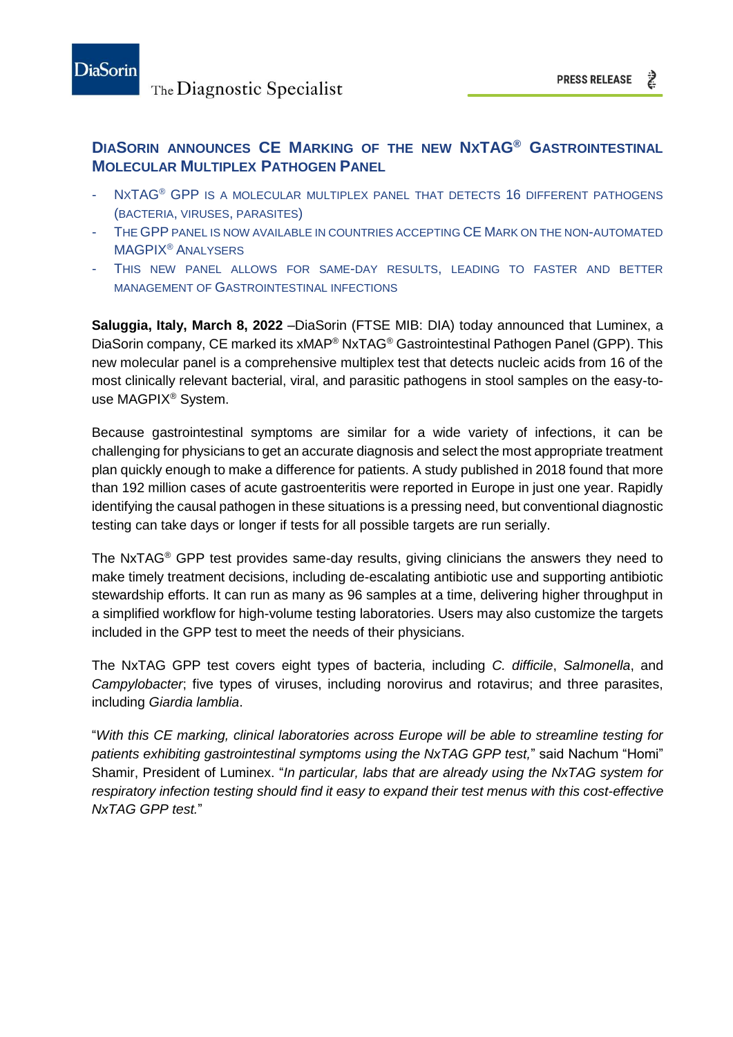# DiaSorin announces CE Marking of the new NxTAG® Gastrointestinal Molecular Multiplex Pathogen Panel

- NxTAG® GPP is a molecular multiplex panel that detects 16 different pathogens (bacteria, viruses, parasites)
- The GPP panel is now available in countries accepting CE Mark on the non-automated MAGPIX® Analysers
- This new panel allows for same-day results, leading to faster and better management of Gastrointestinal infections

**Saluggia, Italy, March 8, 2022** –DiaSorin (FTSE MIB: DIA) today announced that Luminex, a DiaSorin company, CE marked its xMAP® NxTAG® Gastrointestinal Pathogen Panel (GPP). This new molecular panel is a comprehensive multiplex test that detects nucleic acids from 16 of the most clinically relevant bacterial, viral, and parasitic pathogens in stool samples on the easy-to-use MAGPIX® System.

Because gastrointestinal symptoms are similar for a wide variety of infections, it can be challenging for physicians to get an accurate diagnosis and select the most appropriate treatment plan quickly enough to make a difference for patients. A study published in 2018 found that more than 192 million cases of acute gastroenteritis were reported in Europe in just one year. Rapidly identifying the causal pathogen in these situations is a pressing need, but conventional diagnostic testing can take days or longer if tests for all possible targets are run serially.

The NxTAG® GPP test provides same-day results, giving clinicians the answers they need to make timely treatment decisions, including de-escalating antibiotic use and supporting antibiotic stewardship efforts. It can run as many as 96 samples at a time, delivering higher throughput in a simplified workflow for high-volume testing laboratories. Users may also customize the targets included in the GPP test to meet the needs of their physicians.

The NxTAG GPP test covers eight types of bacteria, including *C. difficile*, *Salmonella*, and *Campylobacter*; five types of viruses, including norovirus and rotavirus; and three parasites, including *Giardia lamblia*.

"*With this CE marking, clinical laboratories across Europe will be able to streamline testing for patients exhibiting gastrointestinal symptoms using the NxTAG GPP test,*" said Nachum "Homi" Shamir, President of Luminex. "*In particular, labs that are already using the NxTAG system for respiratory infection testing should find it easy to expand their test menus with this cost-effective NxTAG GPP test.*"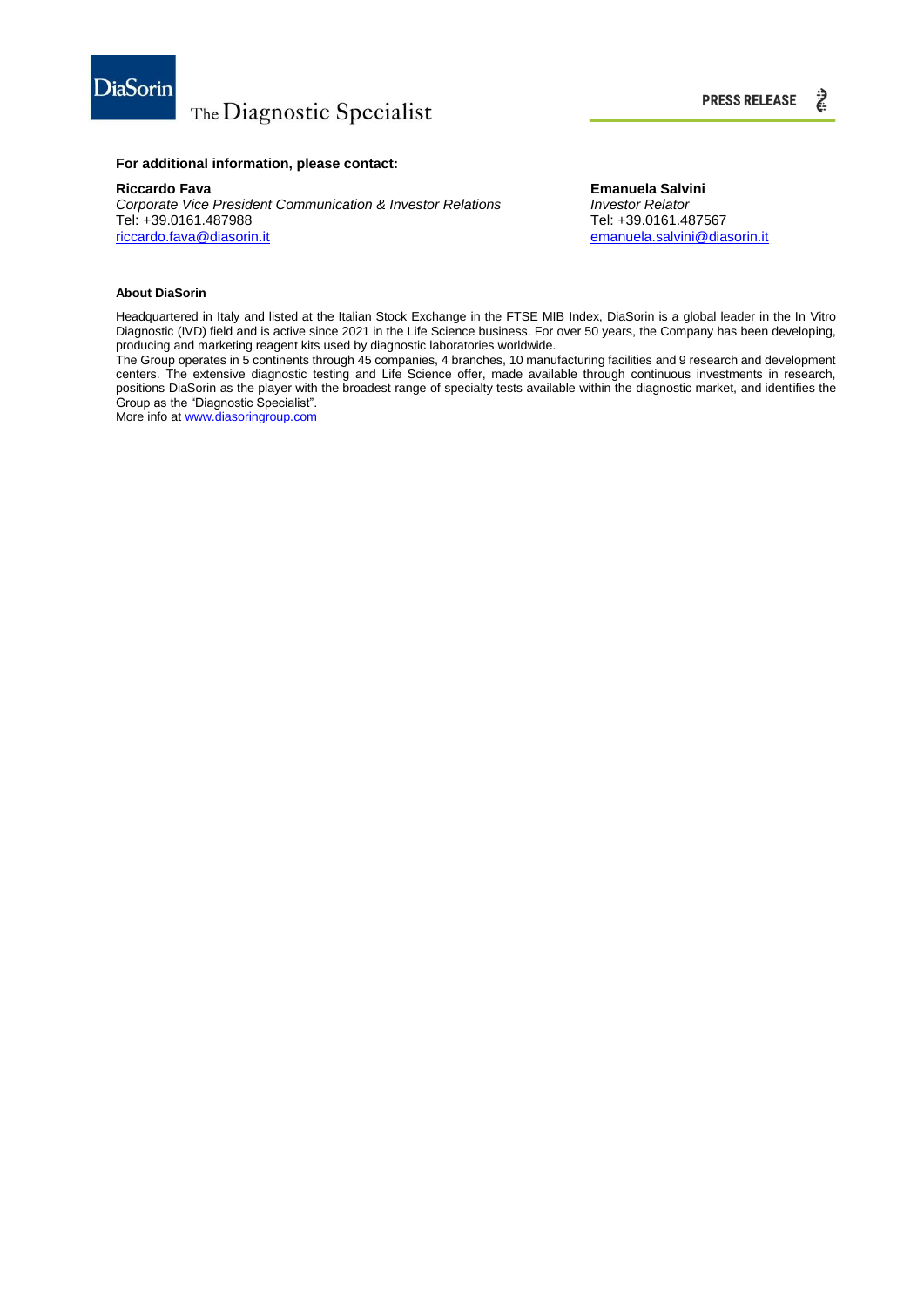**For additional information, please contact:**

**Riccardo Fava**
*Corporate Vice President Communication & Investor Relations*
Tel: +39.0161.487988
riccardo.fava@diasorin.it

**Emanuela Salvini**
*Investor Relator*
Tel: +39.0161.487567
emanuela.salvini@diasorin.it

**About DiaSorin**

Headquartered in Italy and listed at the Italian Stock Exchange in the FTSE MIB Index, DiaSorin is a global leader in the In Vitro Diagnostic (IVD) field and is active since 2021 in the Life Science business. For over 50 years, the Company has been developing, producing and marketing reagent kits used by diagnostic laboratories worldwide.
The Group operates in 5 continents through 45 companies, 4 branches, 10 manufacturing facilities and 9 research and development centers. The extensive diagnostic testing and Life Science offer, made available through continuous investments in research, positions DiaSorin as the player with the broadest range of specialty tests available within the diagnostic market, and identifies the Group as the "Diagnostic Specialist".
More info at www.diasoringroup.com